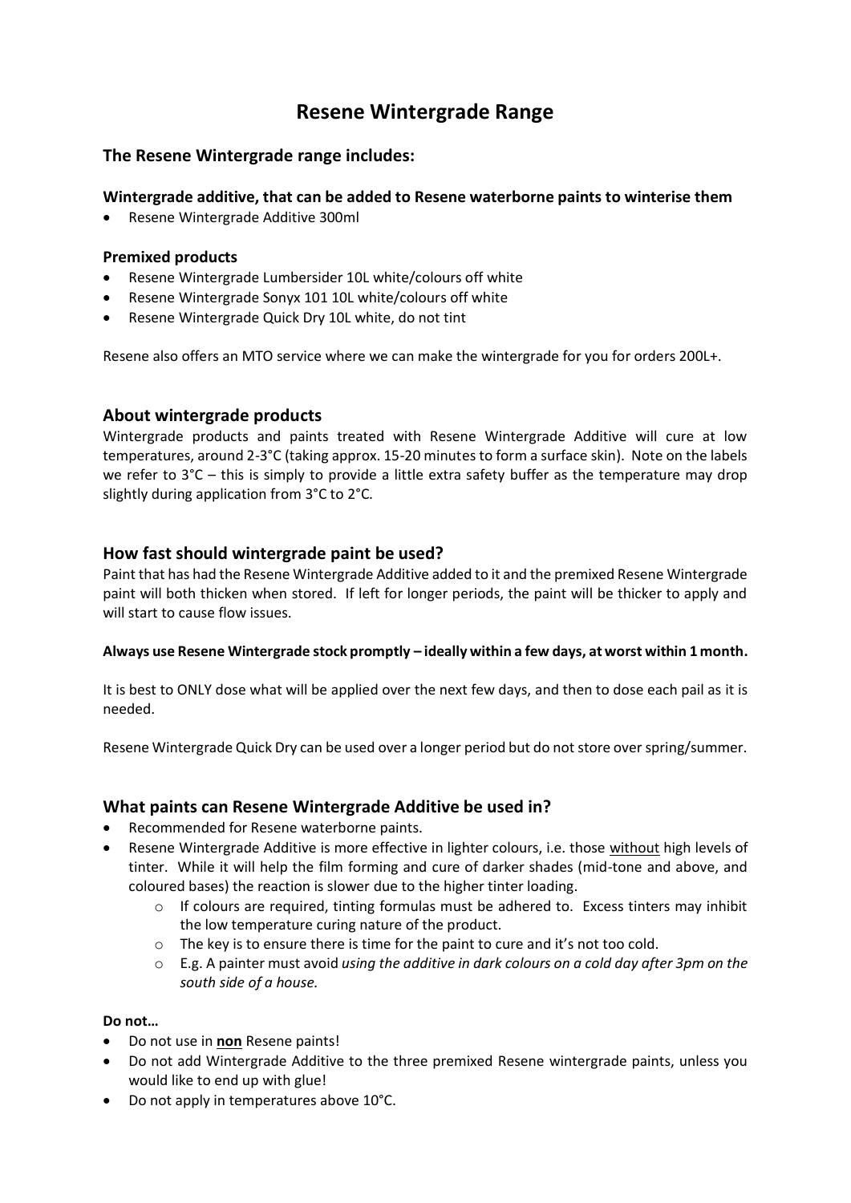# Resene Wintergrade Range

## The Resene Wintergrade range includes:

### Wintergrade additive, that can be added to Resene waterborne paints to winterise them

- Resene Wintergrade Additive 300ml

### Premixed products

- Resene Wintergrade Lumbersider 10L white/colours off white
- Resene Wintergrade Sonyx 101 10L white/colours off white
- Resene Wintergrade Quick Dry 10L white, do not tint

Resene also offers an MTO service where we can make the wintergrade for you for orders 200L+.

## About wintergrade products

Wintergrade products and paints treated with Resene Wintergrade Additive will cure at low temperatures, around 2-3°C (taking approx. 15-20 minutes to form a surface skin). Note on the labels we refer to 3°C – this is simply to provide a little extra safety buffer as the temperature may drop slightly during application from 3°C to 2°C.

## How fast should wintergrade paint be used?

Paint that has had the Resene Wintergrade Additive added to it and the premixed Resene Wintergrade paint will both thicken when stored. If left for longer periods, the paint will be thicker to apply and will start to cause flow issues.

**Always use Resene Wintergrade stock promptly – ideally within a few days, at worst within 1 month.**

It is best to ONLY dose what will be applied over the next few days, and then to dose each pail as it is needed.

Resene Wintergrade Quick Dry can be used over a longer period but do not store over spring/summer.

## What paints can Resene Wintergrade Additive be used in?

- Recommended for Resene waterborne paints.
- Resene Wintergrade Additive is more effective in lighter colours, i.e. those <u>without</u> high levels of tinter. While it will help the film forming and cure of darker shades (mid-tone and above, and coloured bases) the reaction is slower due to the higher tinter loading.
  - If colours are required, tinting formulas must be adhered to. Excess tinters may inhibit the low temperature curing nature of the product.
  - The key is to ensure there is time for the paint to cure and it's not too cold.
  - E.g. A painter must avoid *using the additive in dark colours on a cold day after 3pm on the south side of a house.*

**Do not…**

- Do not use in **<u>non</u>** Resene paints!
- Do not add Wintergrade Additive to the three premixed Resene wintergrade paints, unless you would like to end up with glue!
- Do not apply in temperatures above 10°C.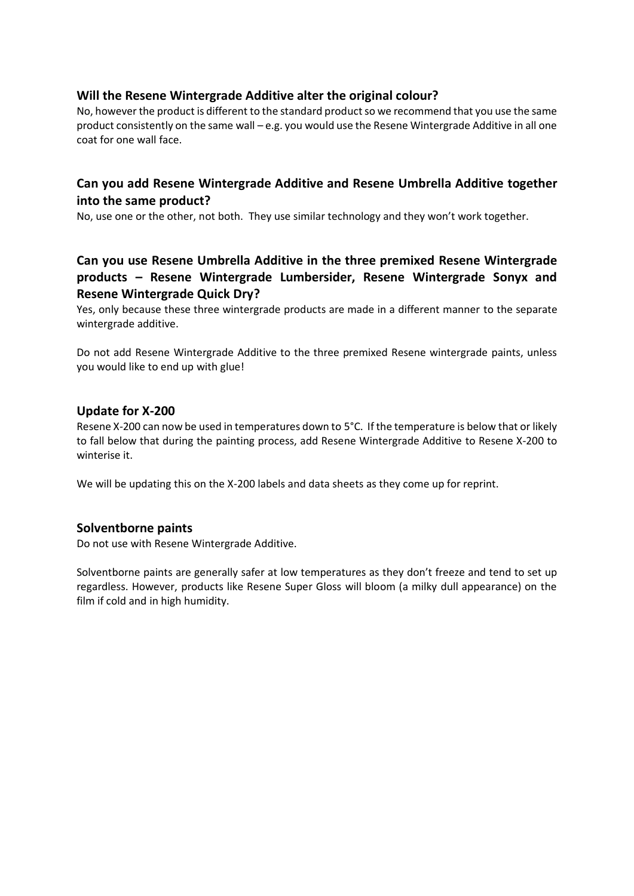## Will the Resene Wintergrade Additive alter the original colour?

No, however the product is different to the standard product so we recommend that you use the same product consistently on the same wall – e.g. you would use the Resene Wintergrade Additive in all one coat for one wall face.

## Can you add Resene Wintergrade Additive and Resene Umbrella Additive together into the same product?

No, use one or the other, not both. They use similar technology and they won't work together.

## Can you use Resene Umbrella Additive in the three premixed Resene Wintergrade products – Resene Wintergrade Lumbersider, Resene Wintergrade Sonyx and Resene Wintergrade Quick Dry?

Yes, only because these three wintergrade products are made in a different manner to the separate wintergrade additive.

Do not add Resene Wintergrade Additive to the three premixed Resene wintergrade paints, unless you would like to end up with glue!

## Update for X-200

Resene X-200 can now be used in temperatures down to 5°C. If the temperature is below that or likely to fall below that during the painting process, add Resene Wintergrade Additive to Resene X-200 to winterise it.

We will be updating this on the X-200 labels and data sheets as they come up for reprint.

## Solventborne paints

Do not use with Resene Wintergrade Additive.

Solventborne paints are generally safer at low temperatures as they don't freeze and tend to set up regardless. However, products like Resene Super Gloss will bloom (a milky dull appearance) on the film if cold and in high humidity.